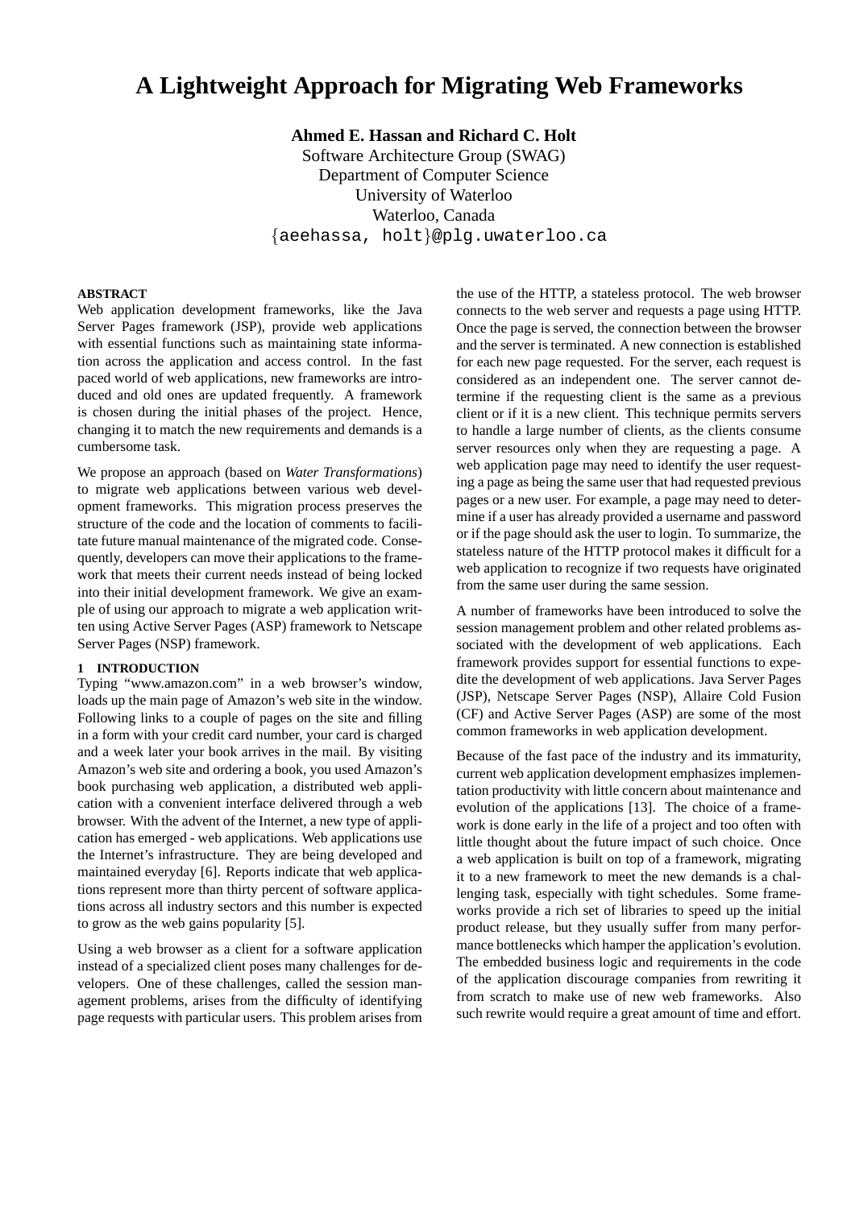# A Lightweight Approach for Migrating Web Frameworks

**Ahmed E. Hassan and Richard C. Holt**

Software Architecture Group (SWAG)
Department of Computer Science
University of Waterloo
Waterloo, Canada
{aeehassa, holt}@plg.uwaterloo.ca

## ABSTRACT

Web application development frameworks, like the Java Server Pages framework (JSP), provide web applications with essential functions such as maintaining state information across the application and access control. In the fast paced world of web applications, new frameworks are introduced and old ones are updated frequently. A framework is chosen during the initial phases of the project. Hence, changing it to match the new requirements and demands is a cumbersome task.

We propose an approach (based on *Water Transformations*) to migrate web applications between various web development frameworks. This migration process preserves the structure of the code and the location of comments to facilitate future manual maintenance of the migrated code. Consequently, developers can move their applications to the framework that meets their current needs instead of being locked into their initial development framework. We give an example of using our approach to migrate a web application written using Active Server Pages (ASP) framework to Netscape Server Pages (NSP) framework.

## 1 INTRODUCTION

Typing "www.amazon.com" in a web browser's window, loads up the main page of Amazon's web site in the window. Following links to a couple of pages on the site and filling in a form with your credit card number, your card is charged and a week later your book arrives in the mail. By visiting Amazon's web site and ordering a book, you used Amazon's book purchasing web application, a distributed web application with a convenient interface delivered through a web browser. With the advent of the Internet, a new type of application has emerged - web applications. Web applications use the Internet's infrastructure. They are being developed and maintained everyday [6]. Reports indicate that web applications represent more than thirty percent of software applications across all industry sectors and this number is expected to grow as the web gains popularity [5].

Using a web browser as a client for a software application instead of a specialized client poses many challenges for developers. One of these challenges, called the session management problems, arises from the difficulty of identifying page requests with particular users. This problem arises from the use of the HTTP, a stateless protocol. The web browser connects to the web server and requests a page using HTTP. Once the page is served, the connection between the browser and the server is terminated. A new connection is established for each new page requested. For the server, each request is considered as an independent one. The server cannot determine if the requesting client is the same as a previous client or if it is a new client. This technique permits servers to handle a large number of clients, as the clients consume server resources only when they are requesting a page. A web application page may need to identify the user requesting a page as being the same user that had requested previous pages or a new user. For example, a page may need to determine if a user has already provided a username and password or if the page should ask the user to login. To summarize, the stateless nature of the HTTP protocol makes it difficult for a web application to recognize if two requests have originated from the same user during the same session.

A number of frameworks have been introduced to solve the session management problem and other related problems associated with the development of web applications. Each framework provides support for essential functions to expedite the development of web applications. Java Server Pages (JSP), Netscape Server Pages (NSP), Allaire Cold Fusion (CF) and Active Server Pages (ASP) are some of the most common frameworks in web application development.

Because of the fast pace of the industry and its immaturity, current web application development emphasizes implementation productivity with little concern about maintenance and evolution of the applications [13]. The choice of a framework is done early in the life of a project and too often with little thought about the future impact of such choice. Once a web application is built on top of a framework, migrating it to a new framework to meet the new demands is a challenging task, especially with tight schedules. Some frameworks provide a rich set of libraries to speed up the initial product release, but they usually suffer from many performance bottlenecks which hamper the application's evolution. The embedded business logic and requirements in the code of the application discourage companies from rewriting it from scratch to make use of new web frameworks. Also such rewrite would require a great amount of time and effort.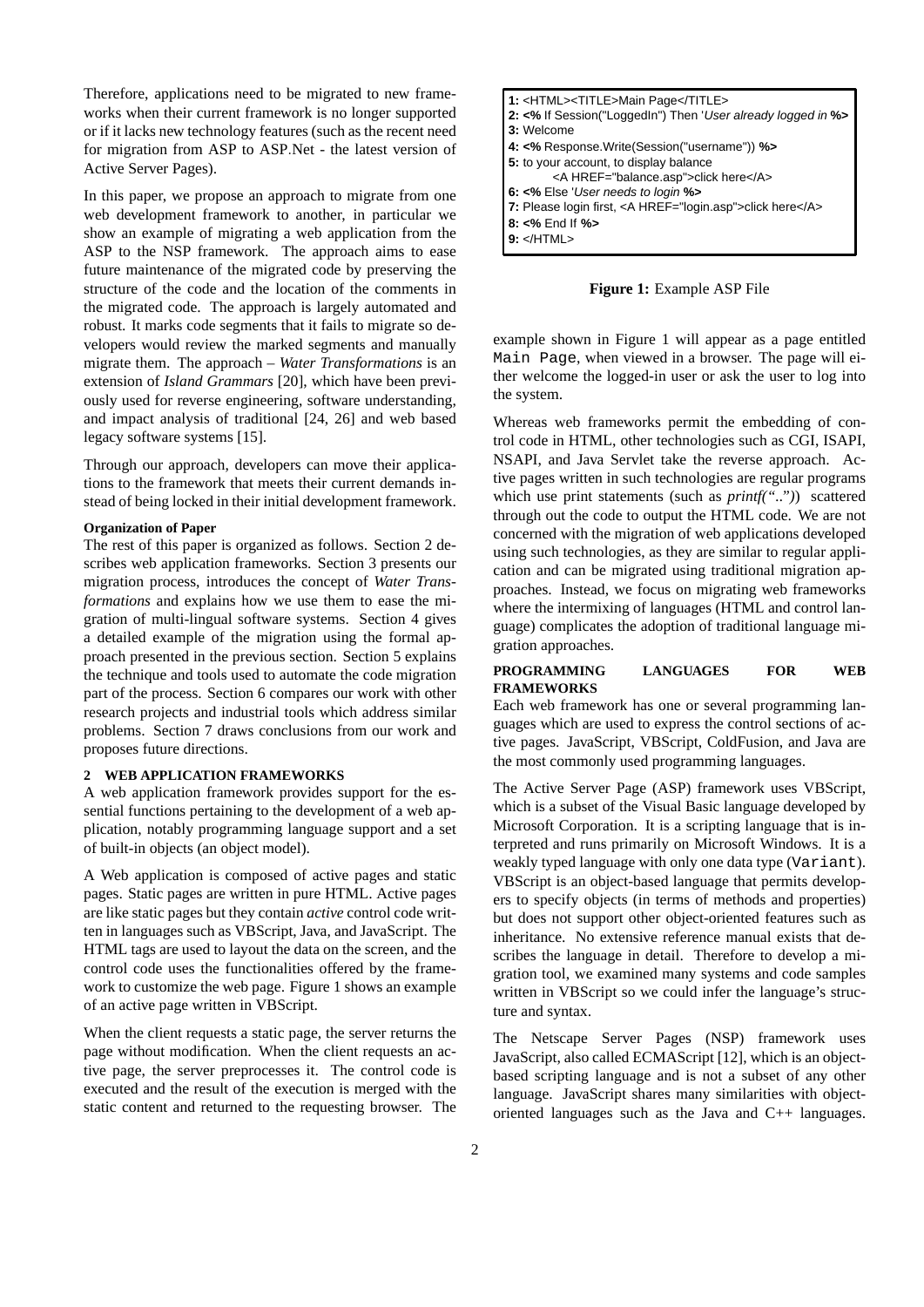Therefore, applications need to be migrated to new frameworks when their current framework is no longer supported or if it lacks new technology features (such as the recent need for migration from ASP to ASP.Net - the latest version of Active Server Pages).

In this paper, we propose an approach to migrate from one web development framework to another, in particular we show an example of migrating a web application from the ASP to the NSP framework. The approach aims to ease future maintenance of the migrated code by preserving the structure of the code and the location of the comments in the migrated code. The approach is largely automated and robust. It marks code segments that it fails to migrate so developers would review the marked segments and manually migrate them. The approach – *Water Transformations* is an extension of *Island Grammars* [20], which have been previously used for reverse engineering, software understanding, and impact analysis of traditional [24, 26] and web based legacy software systems [15].

Through our approach, developers can move their applications to the framework that meets their current demands instead of being locked in their initial development framework.

**Organization of Paper**

The rest of this paper is organized as follows. Section 2 describes web application frameworks. Section 3 presents our migration process, introduces the concept of *Water Transformations* and explains how we use them to ease the migration of multi-lingual software systems. Section 4 gives a detailed example of the migration using the formal approach presented in the previous section. Section 5 explains the technique and tools used to automate the code migration part of the process. Section 6 compares our work with other research projects and industrial tools which address similar problems. Section 7 draws conclusions from our work and proposes future directions.

## 2 WEB APPLICATION FRAMEWORKS

A web application framework provides support for the essential functions pertaining to the development of a web application, notably programming language support and a set of built-in objects (an object model).

A Web application is composed of active pages and static pages. Static pages are written in pure HTML. Active pages are like static pages but they contain *active* control code written in languages such as VBScript, Java, and JavaScript. The HTML tags are used to layout the data on the screen, and the control code uses the functionalities offered by the framework to customize the web page. Figure 1 shows an example of an active page written in VBScript.

When the client requests a static page, the server returns the page without modification. When the client requests an active page, the server preprocesses it. The control code is executed and the result of the execution is merged with the static content and returned to the requesting browser. The example shown in Figure 1 will appear as a page entitled `Main Page`, when viewed in a browser. The page will either welcome the logged-in user or ask the user to log into the system.

```
1: <HTML><TITLE>Main Page</TITLE>
2: <% If Session("LoggedIn") Then 'User already logged in %>
3: Welcome
4: <% Response.Write(Session("username")) %>
5: to your account, to display balance
       <A HREF="balance.asp">click here</A>
6: <% Else 'User needs to login %>
7: Please login first, <A HREF="login.asp">click here</A>
8: <% End If %>
9: </HTML>
```

**Figure 1:** Example ASP File

Whereas web frameworks permit the embedding of control code in HTML, other technologies such as CGI, ISAPI, NSAPI, and Java Servlet take the reverse approach. Active pages written in such technologies are regular programs which use print statements (such as *printf("..")*) scattered through out the code to output the HTML code. We are not concerned with the migration of web applications developed using such technologies, as they are similar to regular application and can be migrated using traditional migration approaches. Instead, we focus on migrating web frameworks where the intermixing of languages (HTML and control language) complicates the adoption of traditional language migration approaches.

### PROGRAMMING LANGUAGES FOR WEB FRAMEWORKS

Each web framework has one or several programming languages which are used to express the control sections of active pages. JavaScript, VBScript, ColdFusion, and Java are the most commonly used programming languages.

The Active Server Page (ASP) framework uses VBScript, which is a subset of the Visual Basic language developed by Microsoft Corporation. It is a scripting language that is interpreted and runs primarily on Microsoft Windows. It is a weakly typed language with only one data type (`Variant`). VBScript is an object-based language that permits developers to specify objects (in terms of methods and properties) but does not support other object-oriented features such as inheritance. No extensive reference manual exists that describes the language in detail. Therefore to develop a migration tool, we examined many systems and code samples written in VBScript so we could infer the language's structure and syntax.

The Netscape Server Pages (NSP) framework uses JavaScript, also called ECMAScript [12], which is an object-based scripting language and is not a subset of any other language. JavaScript shares many similarities with object-oriented languages such as the Java and C++ languages.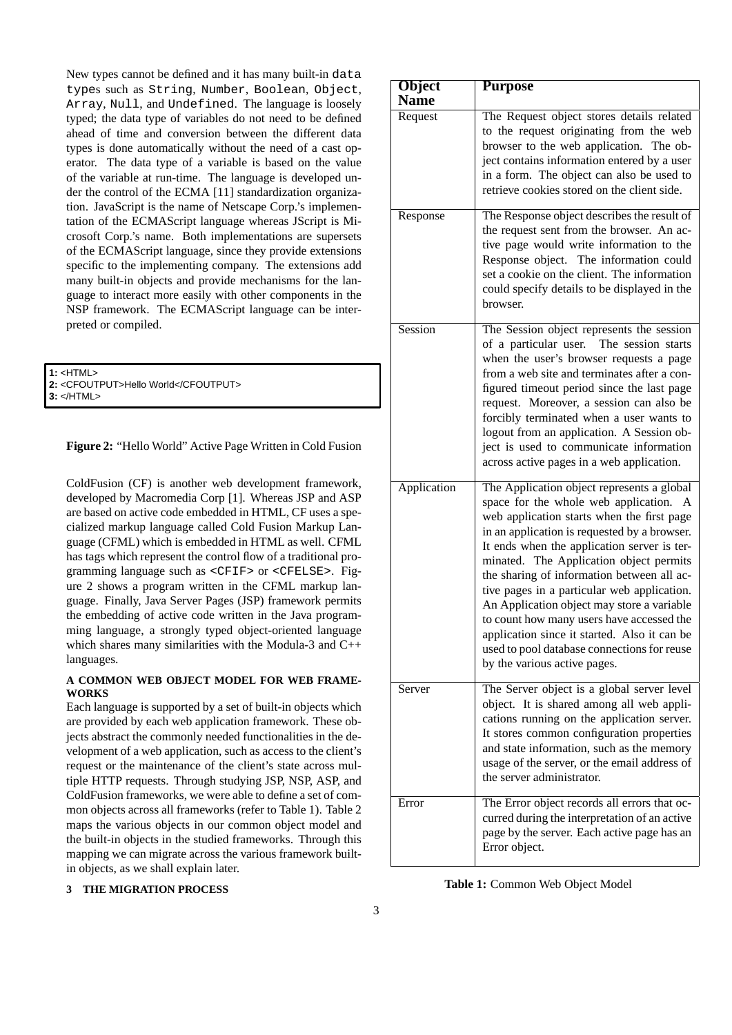New types cannot be defined and it has many built-in data types such as String, Number, Boolean, Object, Array, Null, and Undefined. The language is loosely typed; the data type of variables do not need to be defined ahead of time and conversion between the different data types is done automatically without the need of a cast operator. The data type of a variable is based on the value of the variable at run-time. The language is developed under the control of the ECMA [11] standardization organization. JavaScript is the name of Netscape Corp.'s implementation of the ECMAScript language whereas JScript is Microsoft Corp.'s name. Both implementations are supersets of the ECMAScript language, since they provide extensions specific to the implementing company. The extensions add many built-in objects and provide mechanisms for the language to interact more easily with other components in the NSP framework. The ECMAScript language can be interpreted or compiled.

```
1: <HTML>
2: <CFOUTPUT>Hello World</CFOUTPUT>
3: </HTML>
```

**Figure 2:** "Hello World" Active Page Written in Cold Fusion

ColdFusion (CF) is another web development framework, developed by Macromedia Corp [1]. Whereas JSP and ASP are based on active code embedded in HTML, CF uses a specialized markup language called Cold Fusion Markup Language (CFML) which is embedded in HTML as well. CFML has tags which represent the control flow of a traditional programming language such as <CFIF> or <CFELSE>. Figure 2 shows a program written in the CFML markup language. Finally, Java Server Pages (JSP) framework permits the embedding of active code written in the Java programming language, a strongly typed object-oriented language which shares many similarities with the Modula-3 and C++ languages.

**A COMMON WEB OBJECT MODEL FOR WEB FRAMEWORKS**

Each language is supported by a set of built-in objects which are provided by each web application framework. These objects abstract the commonly needed functionalities in the development of a web application, such as access to the client's request or the maintenance of the client's state across multiple HTTP requests. Through studying JSP, NSP, ASP, and ColdFusion frameworks, we were able to define a set of common objects across all frameworks (refer to Table 1). Table 2 maps the various objects in our common object model and the built-in objects in the studied frameworks. Through this mapping we can migrate across the various framework built-in objects, as we shall explain later.

| Object Name | Purpose |
|---|---|
| Request | The Request object stores details related to the request originating from the web browser to the web application. The object contains information entered by a user in a form. The object can also be used to retrieve cookies stored on the client side. |
| Response | The Response object describes the result of the request sent from the browser. An active page would write information to the Response object. The information could set a cookie on the client. The information could specify details to be displayed in the browser. |
| Session | The Session object represents the session of a particular user. The session starts when the user's browser requests a page from a web site and terminates after a configured timeout period since the last page request. Moreover, a session can also be forcibly terminated when a user wants to logout from an application. A Session object is used to communicate information across active pages in a web application. |
| Application | The Application object represents a global space for the whole web application. A web application starts when the first page in an application is requested by a browser. It ends when the application server is terminated. The Application object permits the sharing of information between all active pages in a particular web application. An Application object may store a variable to count how many users have accessed the application since it started. Also it can be used to pool database connections for reuse by the various active pages. |
| Server | The Server object is a global server level object. It is shared among all web applications running on the application server. It stores common configuration properties and state information, such as the memory usage of the server, or the email address of the server administrator. |
| Error | The Error object records all errors that occurred during the interpretation of an active page by the server. Each active page has an Error object. |

**Table 1:** Common Web Object Model

## 3 THE MIGRATION PROCESS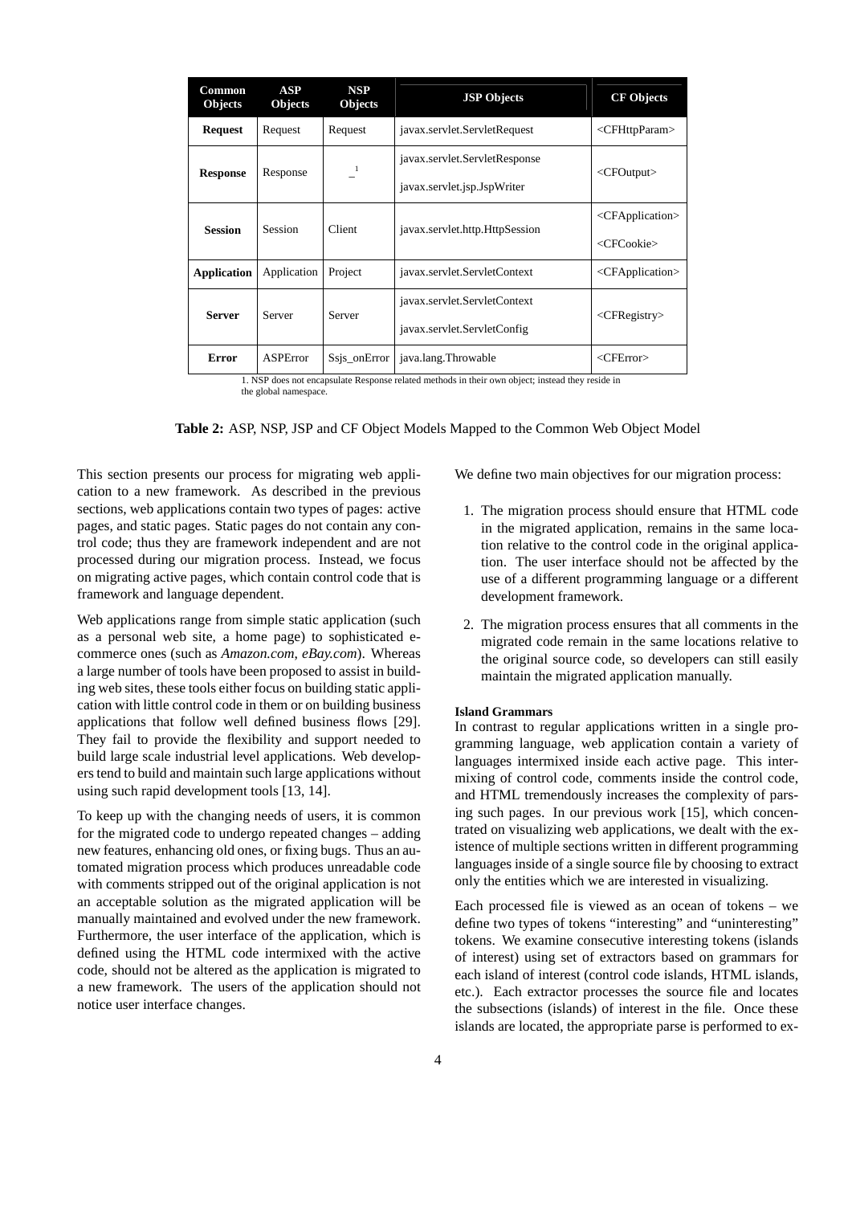| Common Objects | ASP Objects | NSP Objects | JSP Objects | CF Objects |
|---|---|---|---|---|
| **Request** | Request | Request | javax.servlet.ServletRequest | <CFHttpParam> |
| **Response** | Response | _ [1] | javax.servlet.ServletResponse<br>javax.servlet.jsp.JspWriter | <CFOutput> |
| **Session** | Session | Client | javax.servlet.http.HttpSession | <CFApplication><br><CFCookie> |
| **Application** | Application | Project | javax.servlet.ServletContext | <CFApplication> |
| **Server** | Server | Server | javax.servlet.ServletContext<br>javax.servlet.ServletConfig | <CFRegistry> |
| **Error** | ASPError | Ssjs_onError | java.lang.Throwable | <CFError> |

1. NSP does not encapsulate Response related methods in their own object; instead they reside in the global namespace.

**Table 2:** ASP, NSP, JSP and CF Object Models Mapped to the Common Web Object Model

This section presents our process for migrating web application to a new framework. As described in the previous sections, web applications contain two types of pages: active pages, and static pages. Static pages do not contain any control code; thus they are framework independent and are not processed during our migration process. Instead, we focus on migrating active pages, which contain control code that is framework and language dependent.

Web applications range from simple static application (such as a personal web site, a home page) to sophisticated e-commerce ones (such as *Amazon.com*, *eBay.com*). Whereas a large number of tools have been proposed to assist in building web sites, these tools either focus on building static application with little control code in them or on building business applications that follow well defined business flows [29]. They fail to provide the flexibility and support needed to build large scale industrial level applications. Web developers tend to build and maintain such large applications without using such rapid development tools [13, 14].

To keep up with the changing needs of users, it is common for the migrated code to undergo repeated changes – adding new features, enhancing old ones, or fixing bugs. Thus an automated migration process which produces unreadable code with comments stripped out of the original application is not an acceptable solution as the migrated application will be manually maintained and evolved under the new framework. Furthermore, the user interface of the application, which is defined using the HTML code intermixed with the active code, should not be altered as the application is migrated to a new framework. The users of the application should not notice user interface changes.

We define two main objectives for our migration process:

1. The migration process should ensure that HTML code in the migrated application, remains in the same location relative to the control code in the original application. The user interface should not be affected by the use of a different programming language or a different development framework.

2. The migration process ensures that all comments in the migrated code remain in the same locations relative to the original source code, so developers can still easily maintain the migrated application manually.

**Island Grammars**

In contrast to regular applications written in a single programming language, web application contain a variety of languages intermixed inside each active page. This intermixing of control code, comments inside the control code, and HTML tremendously increases the complexity of parsing such pages. In our previous work [15], which concentrated on visualizing web applications, we dealt with the existence of multiple sections written in different programming languages inside of a single source file by choosing to extract only the entities which we are interested in visualizing.

Each processed file is viewed as an ocean of tokens – we define two types of tokens "interesting" and "uninteresting" tokens. We examine consecutive interesting tokens (islands of interest) using set of extractors based on grammars for each island of interest (control code islands, HTML islands, etc.). Each extractor processes the source file and locates the subsections (islands) of interest in the file. Once these islands are located, the appropriate parse is performed to ex-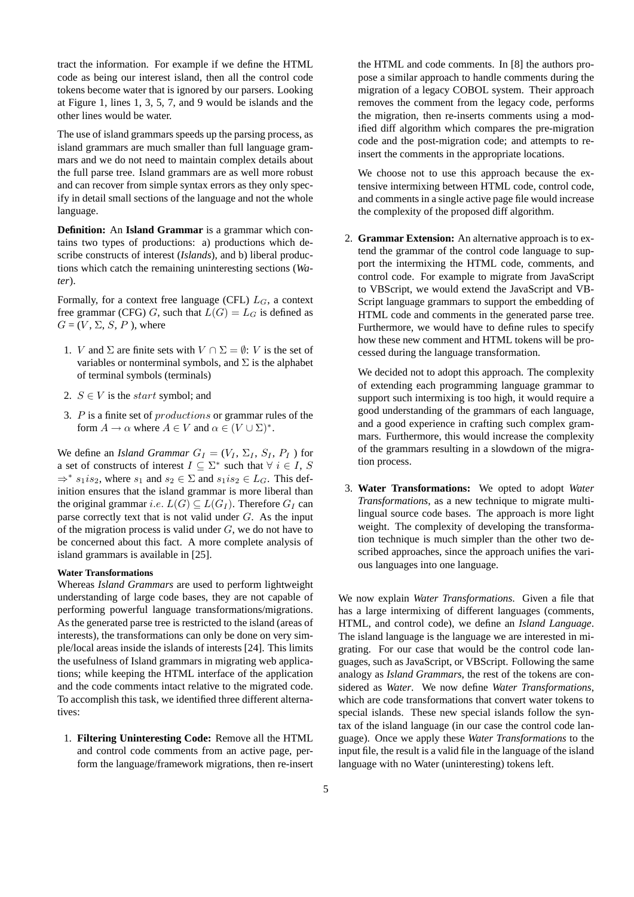tract the information. For example if we define the HTML code as being our interest island, then all the control code tokens become water that is ignored by our parsers. Looking at Figure 1, lines 1, 3, 5, 7, and 9 would be islands and the other lines would be water.

The use of island grammars speeds up the parsing process, as island grammars are much smaller than full language grammars and we do not need to maintain complex details about the full parse tree. Island grammars are as well more robust and can recover from simple syntax errors as they only specify in detail small sections of the language and not the whole language.

**Definition:** An **Island Grammar** is a grammar which contains two types of productions: a) productions which describe constructs of interest (*Islands*), and b) liberal productions which catch the remaining uninteresting sections (*Water*).

Formally, for a context free language (CFL) $L_G$, a context free grammar (CFG) $G$, such that $L(G) = L_G$ is defined as $G = (V, \Sigma, S, P)$, where

1. $V$ and $\Sigma$ are finite sets with $V \cap \Sigma = \emptyset$: $V$ is the set of variables or nonterminal symbols, and $\Sigma$ is the alphabet of terminal symbols (terminals)
2. $S \in V$ is the $start$ symbol; and
3. $P$ is a finite set of $productions$ or grammar rules of the form $A \rightarrow \alpha$ where $A \in V$ and $\alpha \in (V \cup \Sigma)^*$.

We define an *Island Grammar* $G_I = (V_I, \Sigma_I, S_I, P_I)$ for a set of constructs of interest $I \subseteq \Sigma^*$ such that $\forall\ i \in I$, $S \Rightarrow^* s_1 i s_2$, where $s_1$ and $s_2 \in \Sigma$ and $s_1 i s_2 \in L_G$. This definition ensures that the island grammar is more liberal than the original grammar $i.e.$ $L(G) \subseteq L(G_I)$. Therefore $G_I$ can parse correctly text that is not valid under $G$. As the input of the migration process is valid under $G$, we do not have to be concerned about this fact. A more complete analysis of island grammars is available in [25].

#### Water Transformations

Whereas *Island Grammars* are used to perform lightweight understanding of large code bases, they are not capable of performing powerful language transformations/migrations. As the generated parse tree is restricted to the island (areas of interests), the transformations can only be done on very simple/local areas inside the islands of interests [24]. This limits the usefulness of Island grammars in migrating web applications; while keeping the HTML interface of the application and the code comments intact relative to the migrated code. To accomplish this task, we identified three different alternatives:

1. **Filtering Uninteresting Code:** Remove all the HTML and control code comments from an active page, perform the language/framework migrations, then re-insert the HTML and code comments. In [8] the authors propose a similar approach to handle comments during the migration of a legacy COBOL system. Their approach removes the comment from the legacy code, performs the migration, then re-inserts comments using a modified diff algorithm which compares the pre-migration code and the post-migration code; and attempts to re-insert the comments in the appropriate locations.

   We choose not to use this approach because the extensive intermixing between HTML code, control code, and comments in a single active page file would increase the complexity of the proposed diff algorithm.

2. **Grammar Extension:** An alternative approach is to extend the grammar of the control code language to support the intermixing the HTML code, comments, and control code. For example to migrate from JavaScript to VBScript, we would extend the JavaScript and VBScript language grammars to support the embedding of HTML code and comments in the generated parse tree. Furthermore, we would have to define rules to specify how these new comment and HTML tokens will be processed during the language transformation.

   We decided not to adopt this approach. The complexity of extending each programming language grammar to support such intermixing is too high, it would require a good understanding of the grammars of each language, and a good experience in crafting such complex grammars. Furthermore, this would increase the complexity of the grammars resulting in a slowdown of the migration process.

3. **Water Transformations:** We opted to adopt *Water Transformations*, as a new technique to migrate multilingual source code bases. The approach is more light weight. The complexity of developing the transformation technique is much simpler than the other two described approaches, since the approach unifies the various languages into one language.

We now explain *Water Transformations*. Given a file that has a large intermixing of different languages (comments, HTML, and control code), we define an *Island Language*. The island language is the language we are interested in migrating. For our case that would be the control code languages, such as JavaScript, or VBScript. Following the same analogy as *Island Grammars*, the rest of the tokens are considered as *Water*. We now define *Water Transformations*, which are code transformations that convert water tokens to special islands. These new special islands follow the syntax of the island language (in our case the control code language). Once we apply these *Water Transformations* to the input file, the result is a valid file in the language of the island language with no Water (uninteresting) tokens left.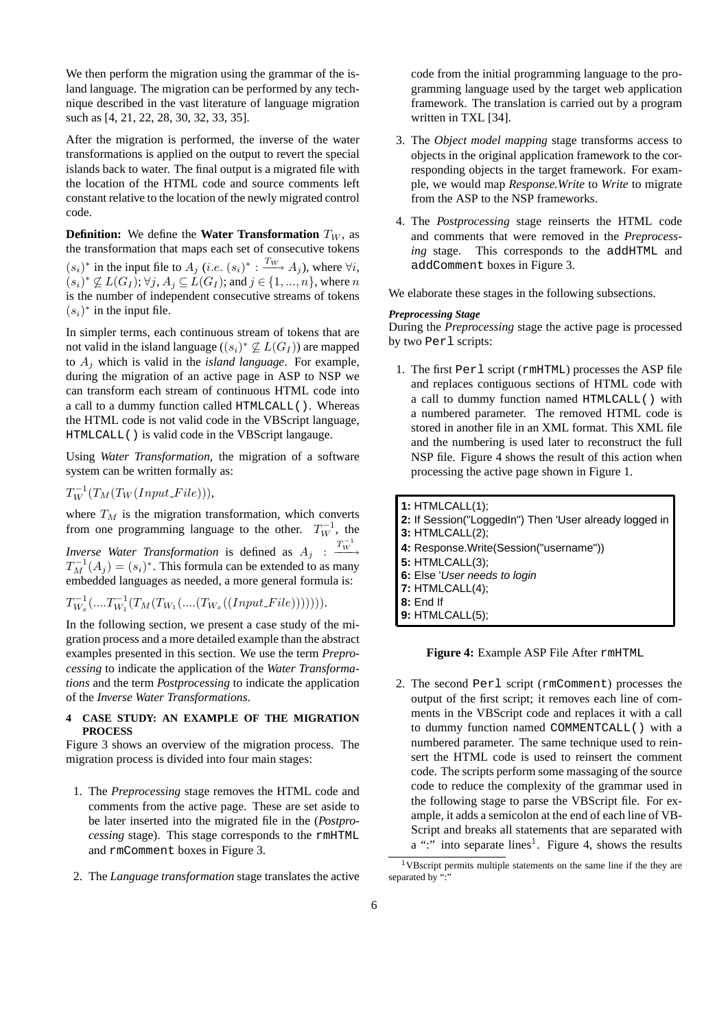We then perform the migration using the grammar of the island language. The migration can be performed by any technique described in the vast literature of language migration such as [4, 21, 22, 28, 30, 32, 33, 35].

After the migration is performed, the inverse of the water transformations is applied on the output to revert the special islands back to water. The final output is a migrated file with the location of the HTML code and source comments left constant relative to the location of the newly migrated control code.

**Definition:** We define the **Water Transformation** $T_W$, as the transformation that maps each set of consecutive tokens $(s_i)^*$ in the input file to $A_j$ ($i.e.$ $(s_i)^* : \xrightarrow{T_W} A_j$), where $\forall i$, $(s_i)^* \not\subseteq L(G_I)$; $\forall j, A_j \subseteq L(G_I)$; and $j \in \{1, ..., n\}$, where $n$ is the number of independent consecutive streams of tokens $(s_i)^*$ in the input file.

In simpler terms, each continuous stream of tokens that are not valid in the island language ($(s_i)^* \not\subseteq L(G_I)$) are mapped to $A_j$ which is valid in the *island language*. For example, during the migration of an active page in ASP to NSP we can transform each stream of continuous HTML code into a call to a dummy function called `HTMLCALL()`. Whereas the HTML code is not valid code in the VBScript language, `HTMLCALL()` is valid code in the VBScript langauge.

Using *Water Transformation*, the migration of a software system can be written formally as:

$T_W^{-1}(T_M(T_W(Input\_File)))$,

where $T_M$ is the migration transformation, which converts from one programming language to the other. $T_W^{-1}$, the *Inverse Water Transformation* is defined as $A_j : \xrightarrow{T_W^{-1}} T_M^{-1}(A_j) = (s_i)^*$. This formula can be extended to as many embedded languages as needed, a more general formula is:

$T_{W_x}^{-1}(....T_{W_1}^{-1}(T_M(T_{W_1}(....(T_{W_x}((Input\_File)))))))$.

In the following section, we present a case study of the migration process and a more detailed example than the abstract examples presented in this section. We use the term *Preprocessing* to indicate the application of the *Water Transformations* and the term *Postprocessing* to indicate the application of the *Inverse Water Transformations*.

## 4 CASE STUDY: AN EXAMPLE OF THE MIGRATION PROCESS

Figure 3 shows an overview of the migration process. The migration process is divided into four main stages:

1. The *Preprocessing* stage removes the HTML code and comments from the active page. These are set aside to be later inserted into the migrated file in the (*Postprocessing* stage). This stage corresponds to the `rmHTML` and `rmComment` boxes in Figure 3.

2. The *Language transformation* stage translates the active code from the initial programming language to the programming language used by the target web application framework. The translation is carried out by a program written in TXL [34].

3. The *Object model mapping* stage transforms access to objects in the original application framework to the corresponding objects in the target framework. For example, we would map *Response.Write* to *Write* to migrate from the ASP to the NSP frameworks.

4. The *Postprocessing* stage reinserts the HTML code and comments that were removed in the *Preprocessing* stage. This corresponds to the `addHTML` and `addComment` boxes in Figure 3.

We elaborate these stages in the following subsections.

### *Preprocessing Stage*

During the *Preprocessing* stage the active page is processed by two `Perl` scripts:

1. The first `Perl` script (`rmHTML`) processes the ASP file and replaces contiguous sections of HTML code with a call to dummy function named `HTMLCALL()` with a numbered parameter. The removed HTML code is stored in another file in an XML format. This XML file and the numbering is used later to reconstruct the full NSP file. Figure 4 shows the result of this action when processing the active page shown in Figure 1.

```
1: HTMLCALL(1);
2: If Session("LoggedIn") Then 'User already logged in
3: HTMLCALL(2);
4: Response.Write(Session("username"))
5: HTMLCALL(3);
6: Else 'User needs to login
7: HTMLCALL(4);
8: End If
9: HTMLCALL(5);
```

**Figure 4:** Example ASP File After `rmHTML`

2. The second `Perl` script (`rmComment`) processes the output of the first script; it removes each line of comments in the VBScript code and replaces it with a call to dummy function named `COMMENTCALL()` with a numbered parameter. The same technique used to reinsert the HTML code is used to reinsert the comment code. The scripts perform some massaging of the source code to reduce the complexity of the grammar used in the following stage to parse the VBScript file. For example, it adds a semicolon at the end of each line of VBScript and breaks all statements that are separated with a ":" into separate lines[1]. Figure 4, shows the results

[1] VBscript permits multiple statements on the same line if the they are separated by ":"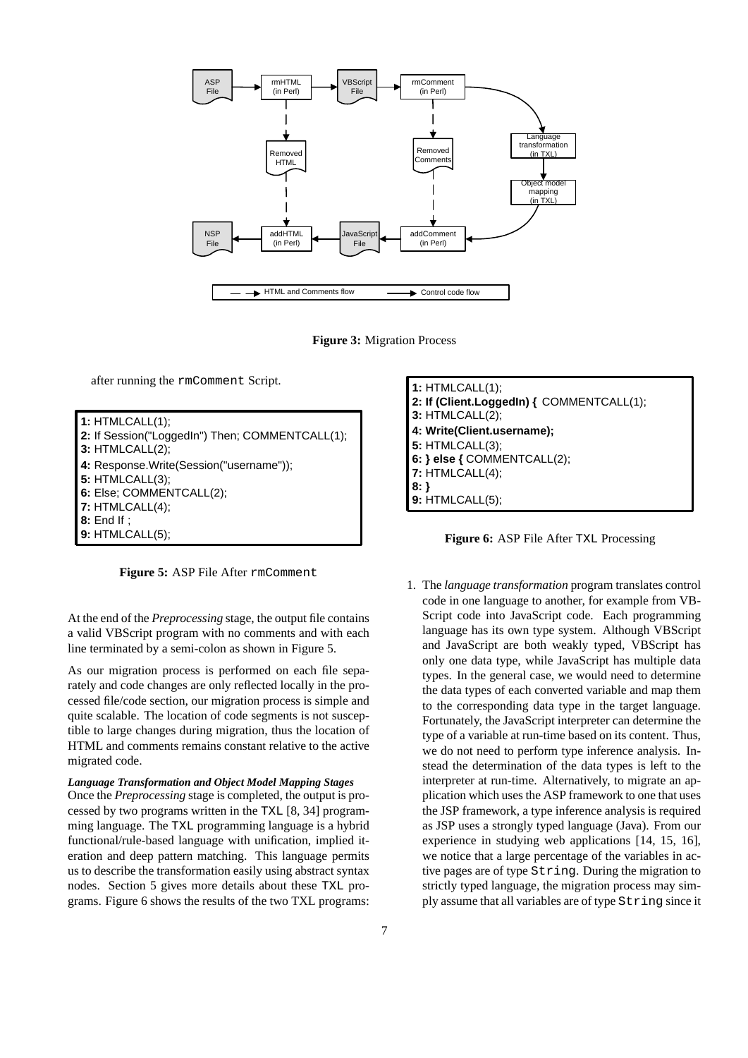Figure 3: Migration Process

after running the rmComment Script.

```
1: HTMLCALL(1);
2: If Session("LoggedIn") Then; COMMENTCALL(1);
3: HTMLCALL(2);
4: Response.Write(Session("username"));
5: HTMLCALL(3);
6: Else; COMMENTCALL(2);
7: HTMLCALL(4);
8: End If ;
9: HTMLCALL(5);
```

**Figure 5:** ASP File After rmComment

At the end of the *Preprocessing* stage, the output file contains a valid VBScript program with no comments and with each line terminated by a semi-colon as shown in Figure 5.

As our migration process is performed on each file separately and code changes are only reflected locally in the processed file/code section, our migration process is simple and quite scalable. The location of code segments is not susceptible to large changes during migration, thus the location of HTML and comments remains constant relative to the active migrated code.

***Language Transformation and Object Model Mapping Stages***

Once the *Preprocessing* stage is completed, the output is processed by two programs written in the TXL [8, 34] programming language. The TXL programming language is a hybrid functional/rule-based language with unification, implied iteration and deep pattern matching. This language permits us to describe the transformation easily using abstract syntax nodes. Section 5 gives more details about these TXL programs. Figure 6 shows the results of the two TXL programs:

```
1: HTMLCALL(1);
2: If (Client.LoggedIn) { COMMENTCALL(1);
3: HTMLCALL(2);
4: Write(Client.username);
5: HTMLCALL(3);
6: } else { COMMENTCALL(2);
7: HTMLCALL(4);
8: }
9: HTMLCALL(5);
```

**Figure 6:** ASP File After TXL Processing

1. The *language transformation* program translates control code in one language to another, for example from VBScript code into JavaScript code. Each programming language has its own type system. Although VBScript and JavaScript are both weakly typed, VBScript has only one data type, while JavaScript has multiple data types. In the general case, we would need to determine the data types of each converted variable and map them to the corresponding data type in the target language. Fortunately, the JavaScript interpreter can determine the type of a variable at run-time based on its content. Thus, we do not need to perform type inference analysis. Instead the determination of the data types is left to the interpreter at run-time. Alternatively, to migrate an application which uses the ASP framework to one that uses the JSP framework, a type inference analysis is required as JSP uses a strongly typed language (Java). From our experience in studying web applications [14, 15, 16], we notice that a large percentage of the variables in active pages are of type String. During the migration to strictly typed language, the migration process may simply assume that all variables are of type String since it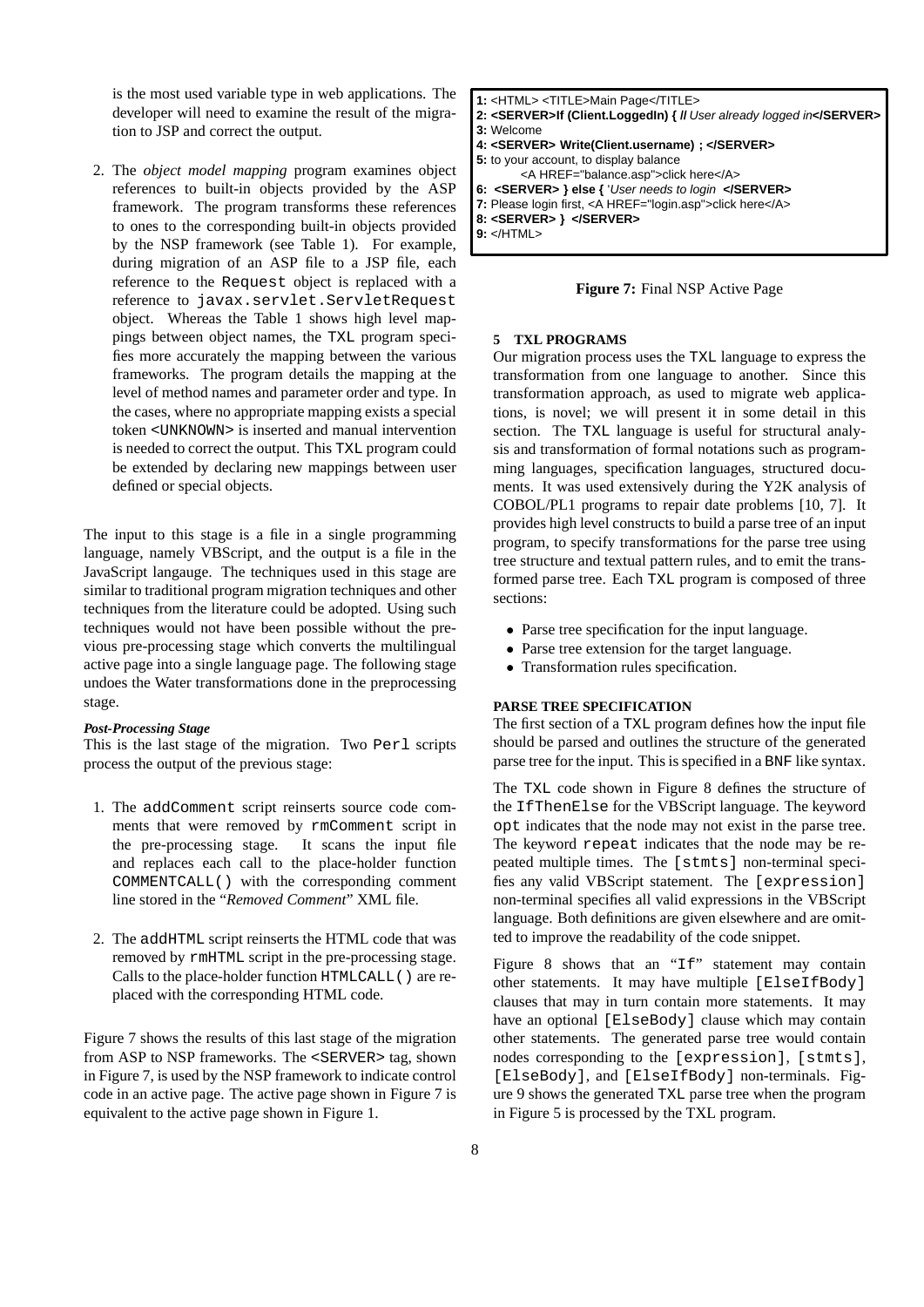is the most used variable type in web applications. The developer will need to examine the result of the migration to JSP and correct the output.

2. The *object model mapping* program examines object references to built-in objects provided by the ASP framework. The program transforms these references to ones to the corresponding built-in objects provided by the NSP framework (see Table 1). For example, during migration of an ASP file to a JSP file, each reference to the `Request` object is replaced with a reference to `javax.servlet.ServletRequest` object. Whereas the Table 1 shows high level mappings between object names, the `TXL` program specifies more accurately the mapping between the various frameworks. The program details the mapping at the level of method names and parameter order and type. In the cases, where no appropriate mapping exists a special token `<UNKNOWN>` is inserted and manual intervention is needed to correct the output. This `TXL` program could be extended by declaring new mappings between user defined or special objects.

The input to this stage is a file in a single programming language, namely VBScript, and the output is a file in the JavaScript langauge. The techniques used in this stage are similar to traditional program migration techniques and other techniques from the literature could be adopted. Using such techniques would not have been possible without the previous pre-processing stage which converts the multilingual active page into a single language page. The following stage undoes the Water transformations done in the preprocessing stage.

#### *Post-Processing Stage*

This is the last stage of the migration. Two `Perl` scripts process the output of the previous stage:

1. The `addComment` script reinserts source code comments that were removed by `rmComment` script in the pre-processing stage. It scans the input file and replaces each call to the place-holder function `COMMENTCALL()` with the corresponding comment line stored in the "*Removed Comment*" XML file.

2. The `addHTML` script reinserts the HTML code that was removed by `rmHTML` script in the pre-processing stage. Calls to the place-holder function `HTMLCALL()` are replaced with the corresponding HTML code.

Figure 7 shows the results of this last stage of the migration from ASP to NSP frameworks. The `<SERVER>` tag, shown in Figure 7, is used by the NSP framework to indicate control code in an active page. The active page shown in Figure 7 is equivalent to the active page shown in Figure 1.

```
1: <HTML> <TITLE>Main Page</TITLE>
2: <SERVER>If (Client.LoggedIn) { // User already logged in</SERVER>
3: Welcome
4: <SERVER> Write(Client.username) ; </SERVER>
5: to your account, to display balance
      <A HREF="balance.asp">click here</A>
6:  <SERVER> } else { 'User needs to login  </SERVER>
7: Please login first, <A HREF="login.asp">click here</A>
8: <SERVER> }  </SERVER>
9: </HTML>
```

**Figure 7:** Final NSP Active Page

## 5 TXL PROGRAMS

Our migration process uses the `TXL` language to express the transformation from one language to another. Since this transformation approach, as used to migrate web applications, is novel; we will present it in some detail in this section. The `TXL` language is useful for structural analysis and transformation of formal notations such as programming languages, specification languages, structured documents. It was used extensively during the Y2K analysis of COBOL/PL1 programs to repair date problems [10, 7]. It provides high level constructs to build a parse tree of an input program, to specify transformations for the parse tree using tree structure and textual pattern rules, and to emit the transformed parse tree. Each `TXL` program is composed of three sections:

- Parse tree specification for the input language.
- Parse tree extension for the target language.
- Transformation rules specification.

#### PARSE TREE SPECIFICATION

The first section of a `TXL` program defines how the input file should be parsed and outlines the structure of the generated parse tree for the input. This is specified in a `BNF` like syntax.

The `TXL` code shown in Figure 8 defines the structure of the `IfThenElse` for the VBScript language. The keyword `opt` indicates that the node may not exist in the parse tree. The keyword `repeat` indicates that the node may be repeated multiple times. The `[stmts]` non-terminal specifies any valid VBScript statement. The `[expression]` non-terminal specifies all valid expressions in the VBScript language. Both definitions are given elsewhere and are omitted to improve the readability of the code snippet.

Figure 8 shows that an "`If`" statement may contain other statements. It may have multiple `[ElseIfBody]` clauses that may in turn contain more statements. It may have an optional `[ElseBody]` clause which may contain other statements. The generated parse tree would contain nodes corresponding to the `[expression]`, `[stmts]`, `[ElseBody]`, and `[ElseIfBody]` non-terminals. Figure 9 shows the generated `TXL` parse tree when the program in Figure 5 is processed by the TXL program.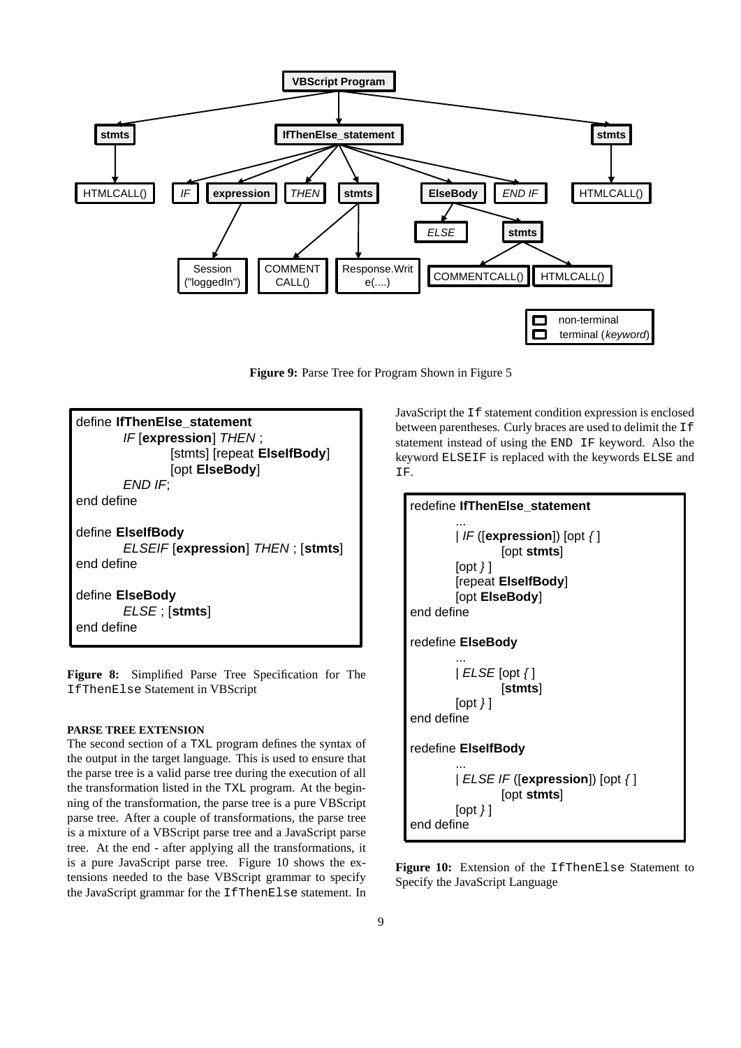Figure 9: Parse Tree for Program Shown in Figure 5

```
define IfThenElse_statement
        IF [expression] THEN ;
                [stmts] [repeat ElseIfBody]
                [opt ElseBody]
        END IF;
end define

define ElseIfBody
        ELSEIF [expression] THEN ; [stmts]
end define

define ElseBody
        ELSE ; [stmts]
end define
```

**Figure 8:** Simplified Parse Tree Specification for The `IfThenElse` Statement in VBScript

**PARSE TREE EXTENSION**

The second section of a TXL program defines the syntax of the output in the target language. This is used to ensure that the parse tree is a valid parse tree during the execution of all the transformation listed in the TXL program. At the beginning of the transformation, the parse tree is a pure VBScript parse tree. After a couple of transformations, the parse tree is a mixture of a VBScript parse tree and a JavaScript parse tree. At the end - after applying all the transformations, it is a pure JavaScript parse tree. Figure 10 shows the extensions needed to the base VBScript grammar to specify the JavaScript grammar for the `IfThenElse` statement. In JavaScript the `If` statement condition expression is enclosed between parentheses. Curly braces are used to delimit the `If` statement instead of using the `END IF` keyword. Also the keyword `ELSEIF` is replaced with the keywords `ELSE` and `IF`.

```
redefine IfThenElse_statement
        ...
        | IF ([expression]) [opt { ]
                [opt stmts]
        [opt } ]
        [repeat ElseIfBody]
        [opt ElseBody]
end define

redefine ElseBody
        ...
        | ELSE [opt { ]
                [stmts]
        [opt } ]
end define

redefine ElseIfBody
        ...
        | ELSE IF ([expression]) [opt { ]
                [opt stmts]
        [opt } ]
end define
```

**Figure 10:** Extension of the `IfThenElse` Statement to Specify the JavaScript Language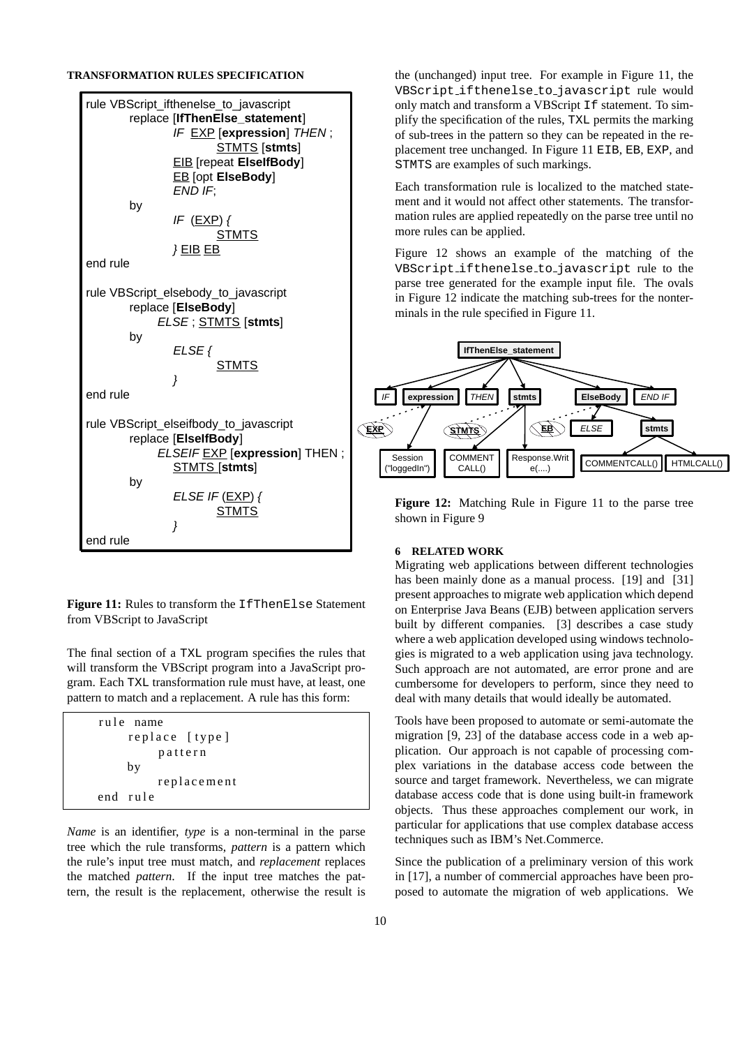**TRANSFORMATION RULES SPECIFICATION**

```
rule VBScript_ifthenelse_to_javascript
        replace [IfThenElse_statement]
                IF  EXP [expression] THEN ;
                        STMTS [stmts]
                EIB [repeat ElseIfBody]
                EB [opt ElseBody]
                END IF;
        by
                IF  (EXP) {
                        STMTS
                } EIB EB
end rule

rule VBScript_elsebody_to_javascript
        replace [ElseBody]
            ELSE ; STMTS [stmts]
        by
                ELSE {
                        STMTS
                }
end rule

rule VBScript_elseifbody_to_javascript
        replace [ElseIfBody]
            ELSEIF EXP [expression] THEN ;
                STMTS [stmts]
        by
                ELSE IF (EXP) {
                        STMTS
                }
end rule
```

**Figure 11:** Rules to transform the `IfThenElse` Statement from VBScript to JavaScript

The final section of a TXL program specifies the rules that will transform the VBScript program into a JavaScript program. Each TXL transformation rule must have, at least, one pattern to match and a replacement. A rule has this form:

```
rule name
     replace [type]
          pattern
     by
          replacement
end rule
```

*Name* is an identifier, *type* is a non-terminal in the parse tree which the rule transforms, *pattern* is a pattern which the rule's input tree must match, and *replacement* replaces the matched *pattern*. If the input tree matches the pattern, the result is the replacement, otherwise the result is the (unchanged) input tree. For example in Figure 11, the `VBScript_ifthenelse_to_javascript` rule would only match and transform a VBScript `If` statement. To simplify the specification of the rules, TXL permits the marking of sub-trees in the pattern so they can be repeated in the replacement tree unchanged. In Figure 11 `EIB`, `EB`, `EXP`, and `STMTS` are examples of such markings.

Each transformation rule is localized to the matched statement and it would not affect other statements. The transformation rules are applied repeatedly on the parse tree until no more rules can be applied.

Figure 12 shows an example of the matching of the `VBScript_ifthenelse_to_javascript` rule to the parse tree generated for the example input file. The ovals in Figure 12 indicate the matching sub-trees for the nonterminals in the rule specified in Figure 11.

**Figure 12:** Matching Rule in Figure 11 to the parse tree shown in Figure 9

## 6 RELATED WORK

Migrating web applications between different technologies has been mainly done as a manual process. [19] and [31] present approaches to migrate web application which depend on Enterprise Java Beans (EJB) between application servers built by different companies. [3] describes a case study where a web application developed using windows technologies is migrated to a web application using java technology. Such approach are not automated, are error prone and are cumbersome for developers to perform, since they need to deal with many details that would ideally be automated.

Tools have been proposed to automate or semi-automate the migration [9, 23] of the database access code in a web application. Our approach is not capable of processing complex variations in the database access code between the source and target framework. Nevertheless, we can migrate database access code that is done using built-in framework objects. Thus these approaches complement our work, in particular for applications that use complex database access techniques such as IBM's Net.Commerce.

Since the publication of a preliminary version of this work in [17], a number of commercial approaches have been proposed to automate the migration of web applications. We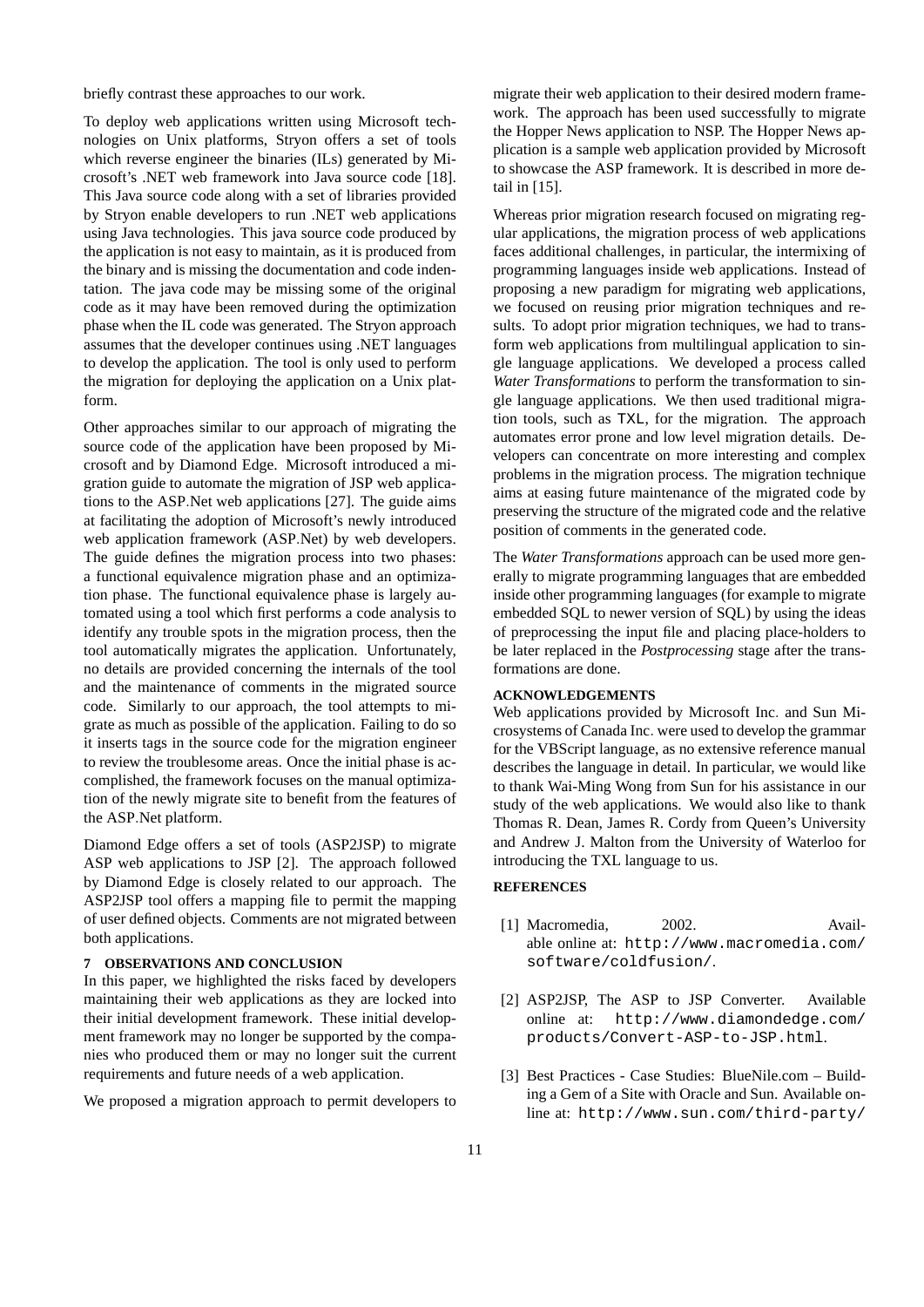briefly contrast these approaches to our work.

To deploy web applications written using Microsoft technologies on Unix platforms, Stryon offers a set of tools which reverse engineer the binaries (ILs) generated by Microsoft's .NET web framework into Java source code [18]. This Java source code along with a set of libraries provided by Stryon enable developers to run .NET web applications using Java technologies. This java source code produced by the application is not easy to maintain, as it is produced from the binary and is missing the documentation and code indentation. The java code may be missing some of the original code as it may have been removed during the optimization phase when the IL code was generated. The Stryon approach assumes that the developer continues using .NET languages to develop the application. The tool is only used to perform the migration for deploying the application on a Unix platform.

Other approaches similar to our approach of migrating the source code of the application have been proposed by Microsoft and by Diamond Edge. Microsoft introduced a migration guide to automate the migration of JSP web applications to the ASP.Net web applications [27]. The guide aims at facilitating the adoption of Microsoft's newly introduced web application framework (ASP.Net) by web developers. The guide defines the migration process into two phases: a functional equivalence migration phase and an optimization phase. The functional equivalence phase is largely automated using a tool which first performs a code analysis to identify any trouble spots in the migration process, then the tool automatically migrates the application. Unfortunately, no details are provided concerning the internals of the tool and the maintenance of comments in the migrated source code. Similarly to our approach, the tool attempts to migrate as much as possible of the application. Failing to do so it inserts tags in the source code for the migration engineer to review the troublesome areas. Once the initial phase is accomplished, the framework focuses on the manual optimization of the newly migrate site to benefit from the features of the ASP.Net platform.

Diamond Edge offers a set of tools (ASP2JSP) to migrate ASP web applications to JSP [2]. The approach followed by Diamond Edge is closely related to our approach. The ASP2JSP tool offers a mapping file to permit the mapping of user defined objects. Comments are not migrated between both applications.

## 7 OBSERVATIONS AND CONCLUSION

In this paper, we highlighted the risks faced by developers maintaining their web applications as they are locked into their initial development framework. These initial development framework may no longer be supported by the companies who produced them or may no longer suit the current requirements and future needs of a web application.

We proposed a migration approach to permit developers to migrate their web application to their desired modern framework. The approach has been used successfully to migrate the Hopper News application to NSP. The Hopper News application is a sample web application provided by Microsoft to showcase the ASP framework. It is described in more detail in [15].

Whereas prior migration research focused on migrating regular applications, the migration process of web applications faces additional challenges, in particular, the intermixing of programming languages inside web applications. Instead of proposing a new paradigm for migrating web applications, we focused on reusing prior migration techniques and results. To adopt prior migration techniques, we had to transform web applications from multilingual application to single language applications. We developed a process called *Water Transformations* to perform the transformation to single language applications. We then used traditional migration tools, such as TXL, for the migration. The approach automates error prone and low level migration details. Developers can concentrate on more interesting and complex problems in the migration process. The migration technique aims at easing future maintenance of the migrated code by preserving the structure of the migrated code and the relative position of comments in the generated code.

The *Water Transformations* approach can be used more generally to migrate programming languages that are embedded inside other programming languages (for example to migrate embedded SQL to newer version of SQL) by using the ideas of preprocessing the input file and placing place-holders to be later replaced in the *Postprocessing* stage after the transformations are done.

### ACKNOWLEDGEMENTS

Web applications provided by Microsoft Inc. and Sun Microsystems of Canada Inc. were used to develop the grammar for the VBScript language, as no extensive reference manual describes the language in detail. In particular, we would like to thank Wai-Ming Wong from Sun for his assistance in our study of the web applications. We would also like to thank Thomas R. Dean, James R. Cordy from Queen's University and Andrew J. Malton from the University of Waterloo for introducing the TXL language to us.

### REFERENCES

[1] Macromedia, 2002. Available online at: http://www.macromedia.com/software/coldfusion/.

[2] ASP2JSP, The ASP to JSP Converter. Available online at: http://www.diamondedge.com/products/Convert-ASP-to-JSP.html.

[3] Best Practices - Case Studies: BlueNile.com – Building a Gem of a Site with Oracle and Sun. Available online at: http://www.sun.com/third-party/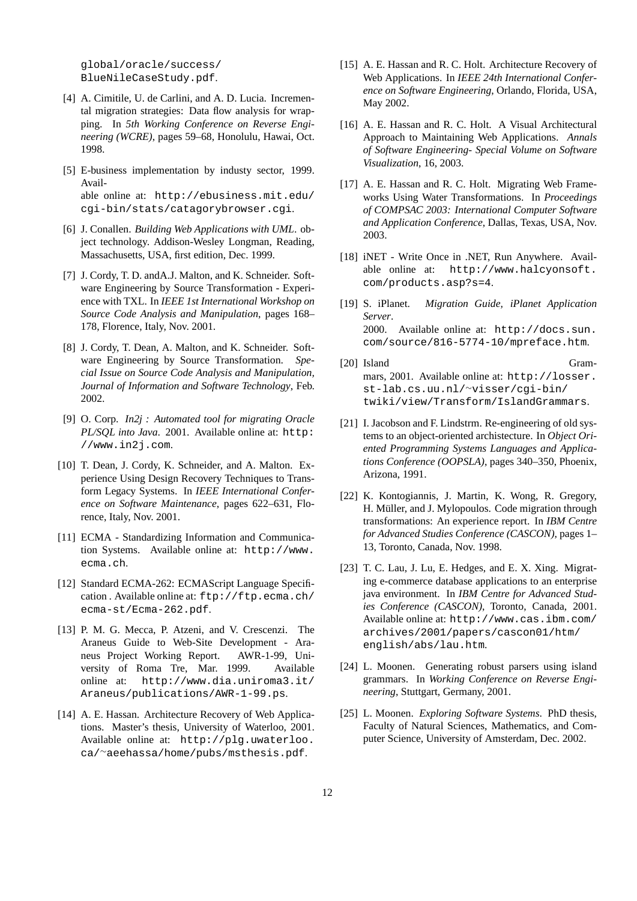global/oracle/success/BlueNileCaseStudy.pdf.

[4] A. Cimitile, U. de Carlini, and A. D. Lucia. Incremental migration strategies: Data flow analysis for wrapping. In *5th Working Conference on Reverse Engineering (WCRE)*, pages 59–68, Honolulu, Hawai, Oct. 1998.

[5] E-business implementation by industy sector, 1999. Available online at: `http://ebusiness.mit.edu/cgi-bin/stats/catagorybrowser.cgi`.

[6] J. Conallen. *Building Web Applications with UML*. object technology. Addison-Wesley Longman, Reading, Massachusetts, USA, first edition, Dec. 1999.

[7] J. Cordy, T. D. andA.J. Malton, and K. Schneider. Software Engineering by Source Transformation - Experience with TXL. In *IEEE 1st International Workshop on Source Code Analysis and Manipulation*, pages 168–178, Florence, Italy, Nov. 2001.

[8] J. Cordy, T. Dean, A. Malton, and K. Schneider. Software Engineering by Source Transformation. *Special Issue on Source Code Analysis and Manipulation, Journal of Information and Software Technology*, Feb. 2002.

[9] O. Corp. *In2j : Automated tool for migrating Oracle PL/SQL into Java*. 2001. Available online at: `http://www.in2j.com`.

[10] T. Dean, J. Cordy, K. Schneider, and A. Malton. Experience Using Design Recovery Techniques to Transform Legacy Systems. In *IEEE International Conference on Software Maintenance*, pages 622–631, Florence, Italy, Nov. 2001.

[11] ECMA - Standardizing Information and Communication Systems. Available online at: `http://www.ecma.ch`.

[12] Standard ECMA-262: ECMAScript Language Specification . Available online at: `ftp://ftp.ecma.ch/ecma-st/Ecma-262.pdf`.

[13] P. M. G. Mecca, P. Atzeni, and V. Crescenzi. The Araneus Guide to Web-Site Development - Araneus Project Working Report. AWR-1-99, University of Roma Tre, Mar. 1999. Available online at: `http://www.dia.uniroma3.it/Araneus/publications/AWR-1-99.ps`.

[14] A. E. Hassan. Architecture Recovery of Web Applications. Master's thesis, University of Waterloo, 2001. Available online at: `http://plg.uwaterloo.ca/~aeehassa/home/pubs/msthesis.pdf`.

[15] A. E. Hassan and R. C. Holt. Architecture Recovery of Web Applications. In *IEEE 24th International Conference on Software Engineering*, Orlando, Florida, USA, May 2002.

[16] A. E. Hassan and R. C. Holt. A Visual Architectural Approach to Maintaining Web Applications. *Annals of Software Engineering- Special Volume on Software Visualization*, 16, 2003.

[17] A. E. Hassan and R. C. Holt. Migrating Web Frameworks Using Water Transformations. In *Proceedings of COMPSAC 2003: International Computer Software and Application Conference*, Dallas, Texas, USA, Nov. 2003.

[18] iNET - Write Once in .NET, Run Anywhere. Available online at: `http://www.halcyonsoft.com/products.asp?s=4`.

[19] S. iPlanet. *Migration Guide, iPlanet Application Server*. 2000. Available online at: `http://docs.sun.com/source/816-5774-10/mpreface.htm`.

[20] Island Grammars, 2001. Available online at: `http://losser.st-lab.cs.uu.nl/~visser/cgi-bin/twiki/view/Transform/IslandGrammars`.

[21] I. Jacobson and F. Lindstrm. Re-engineering of old systems to an object-oriented archistecture. In *Object Oriented Programming Systems Languages and Applications Conference (OOPSLA)*, pages 340–350, Phoenix, Arizona, 1991.

[22] K. Kontogiannis, J. Martin, K. Wong, R. Gregory, H. Müller, and J. Mylopoulos. Code migration through transformations: An experience report. In *IBM Centre for Advanced Studies Conference (CASCON)*, pages 1–13, Toronto, Canada, Nov. 1998.

[23] T. C. Lau, J. Lu, E. Hedges, and E. X. Xing. Migrating e-commerce database applications to an enterprise java environment. In *IBM Centre for Advanced Studies Conference (CASCON)*, Toronto, Canada, 2001. Available online at: `http://www.cas.ibm.com/archives/2001/papers/cascon01/htm/english/abs/lau.htm`.

[24] L. Moonen. Generating robust parsers using island grammars. In *Working Conference on Reverse Engineering*, Stuttgart, Germany, 2001.

[25] L. Moonen. *Exploring Software Systems*. PhD thesis, Faculty of Natural Sciences, Mathematics, and Computer Science, University of Amsterdam, Dec. 2002.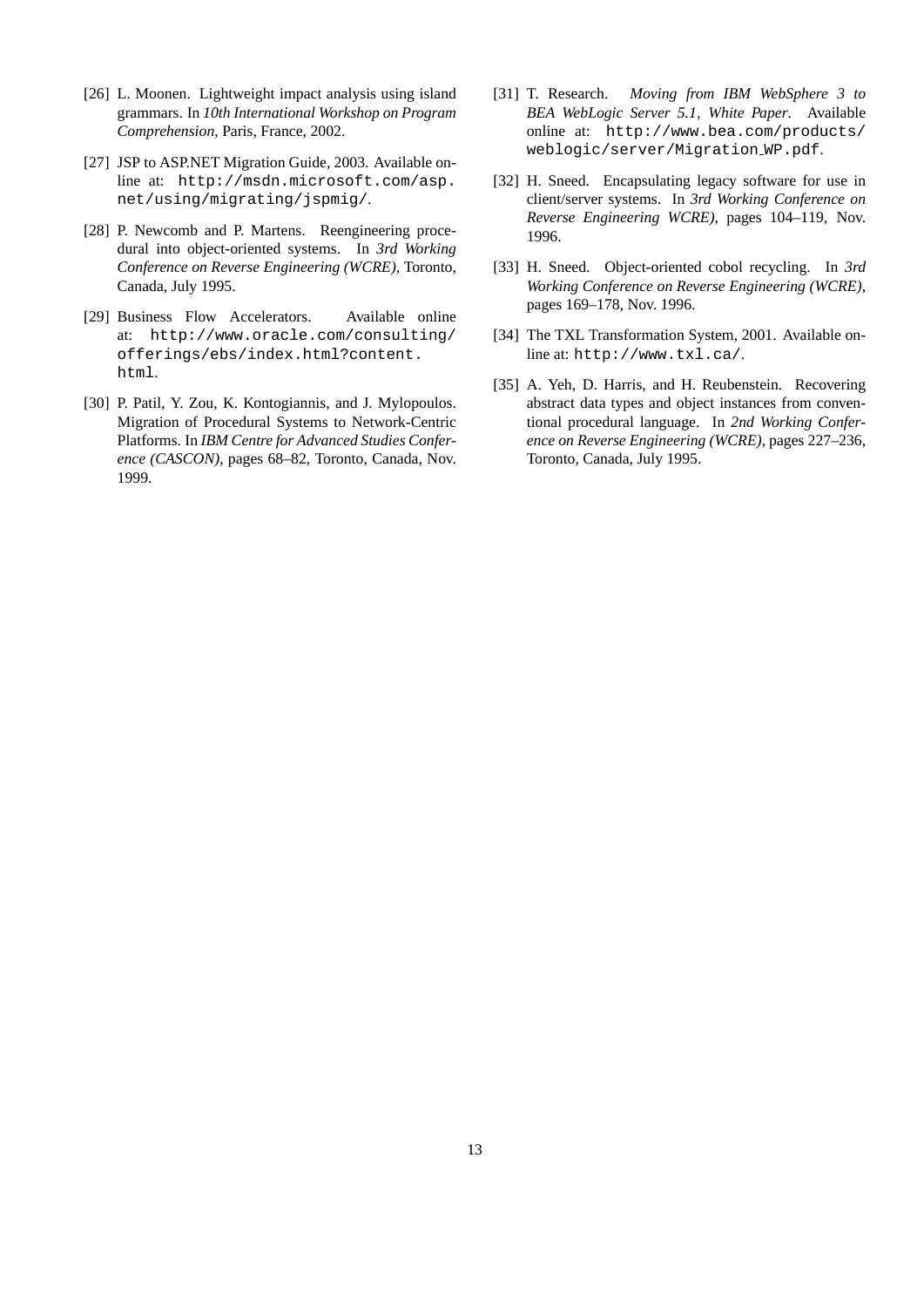[26] L. Moonen. Lightweight impact analysis using island grammars. In *10th International Workshop on Program Comprehension*, Paris, France, 2002.

[27] JSP to ASP.NET Migration Guide, 2003. Available online at: `http://msdn.microsoft.com/asp.net/using/migrating/jspmig/`.

[28] P. Newcomb and P. Martens. Reengineering procedural into object-oriented systems. In *3rd Working Conference on Reverse Engineering (WCRE)*, Toronto, Canada, July 1995.

[29] Business Flow Accelerators. Available online at: `http://www.oracle.com/consulting/offerings/ebs/index.html?content.html`.

[30] P. Patil, Y. Zou, K. Kontogiannis, and J. Mylopoulos. Migration of Procedural Systems to Network-Centric Platforms. In *IBM Centre for Advanced Studies Conference (CASCON)*, pages 68–82, Toronto, Canada, Nov. 1999.

[31] T. Research. *Moving from IBM WebSphere 3 to BEA WebLogic Server 5.1, White Paper*. Available online at: `http://www.bea.com/products/weblogic/server/Migration_WP.pdf`.

[32] H. Sneed. Encapsulating legacy software for use in client/server systems. In *3rd Working Conference on Reverse Engineering WCRE)*, pages 104–119, Nov. 1996.

[33] H. Sneed. Object-oriented cobol recycling. In *3rd Working Conference on Reverse Engineering (WCRE)*, pages 169–178, Nov. 1996.

[34] The TXL Transformation System, 2001. Available online at: `http://www.txl.ca/`.

[35] A. Yeh, D. Harris, and H. Reubenstein. Recovering abstract data types and object instances from conventional procedural language. In *2nd Working Conference on Reverse Engineering (WCRE)*, pages 227–236, Toronto, Canada, July 1995.